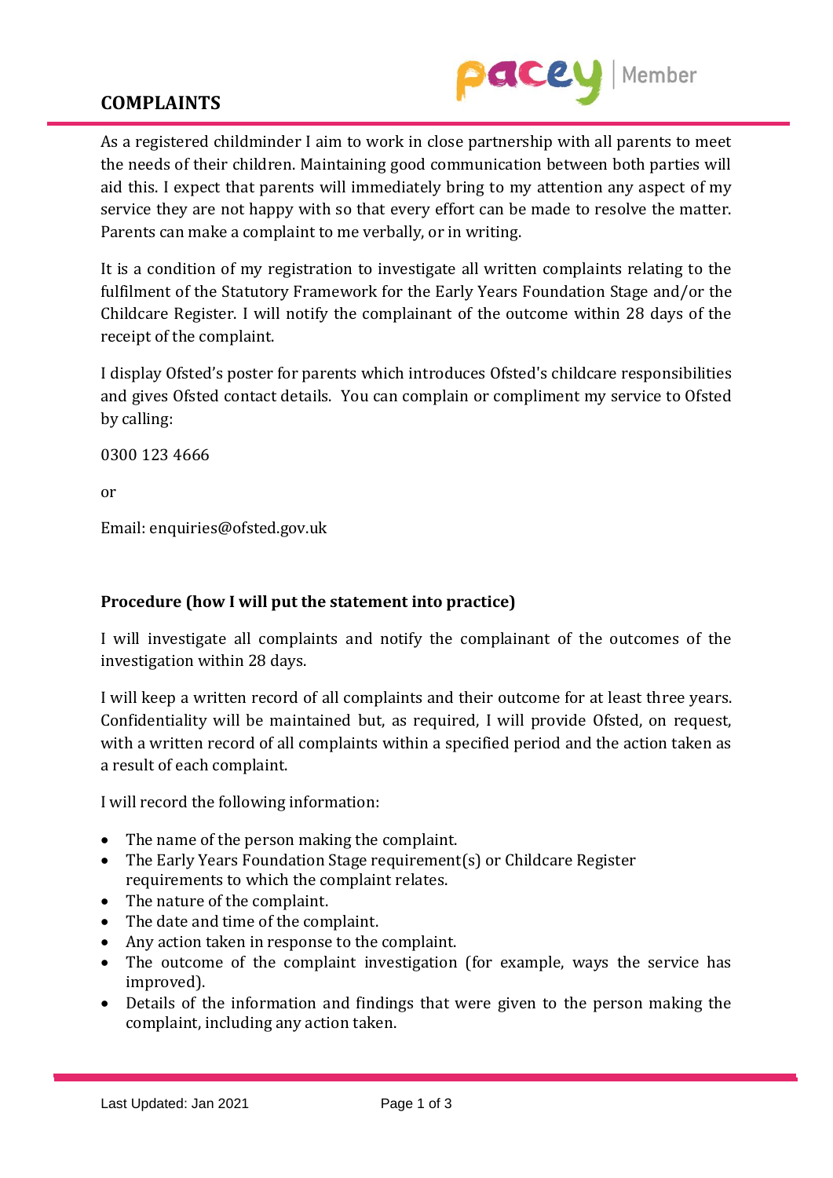# COMPLAINTS

As a registered childminder I aim to work in close partnership with all parents to meet the needs of their children. Maintaining good communication between both parties will aid this. I expect that parents will immediately bring to my attention any aspect of my service they are not happy with so that every effort can be made to resolve the matter. Parents can make a complaint to me verbally, or in writing.

It is a condition of my registration to investigate all written complaints relating to the fulfilment of the Statutory Framework for the Early Years Foundation Stage and/or the Childcare Register. I will notify the complainant of the outcome within 28 days of the receipt of the complaint.

I display Ofsted's poster for parents which introduces Ofsted's childcare responsibilities and gives Ofsted contact details. You can complain or compliment my service to Ofsted by calling:

0300 123 4666

or

Email: enquiries@ofsted.gov.uk

## Procedure (how I will put the statement into practice)

I will investigate all complaints and notify the complainant of the outcomes of the investigation within 28 days.

I will keep a written record of all complaints and their outcome for at least three years. Confidentiality will be maintained but, as required, I will provide Ofsted, on request, with a written record of all complaints within a specified period and the action taken as a result of each complaint.

I will record the following information:

- The name of the person making the complaint.
- The Early Years Foundation Stage requirement(s) or Childcare Register requirements to which the complaint relates.
- The nature of the complaint.
- The date and time of the complaint.
- Any action taken in response to the complaint.
- The outcome of the complaint investigation (for example, ways the service has improved).
- Details of the information and findings that were given to the person making the complaint, including any action taken.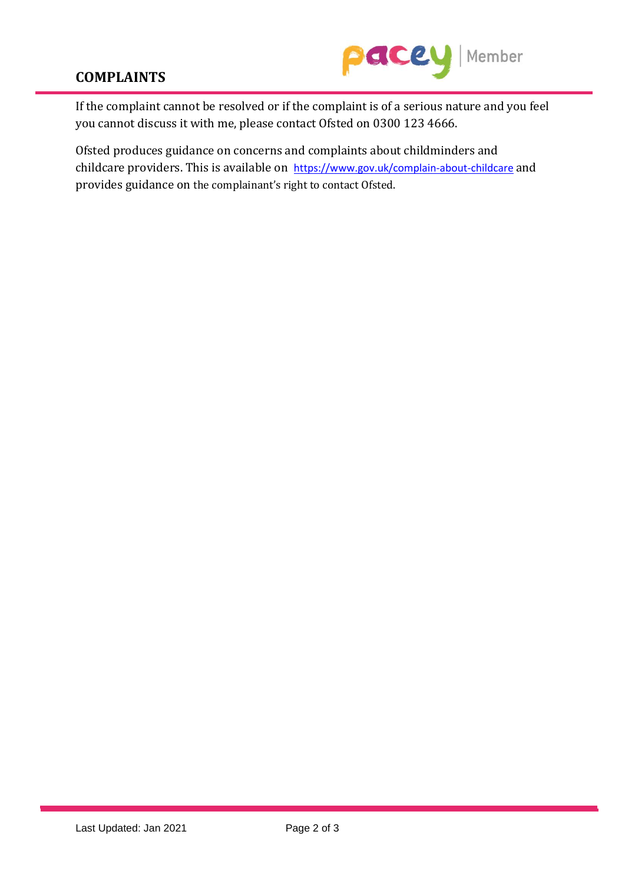# COMPLAINTS

If the complaint cannot be resolved or if the complaint is of a serious nature and you feel you cannot discuss it with me, please contact Ofsted on 0300 123 4666.

Ofsted produces guidance on concerns and complaints about childminders and childcare providers. This is available on https://www.gov.uk/complain-about-childcare and provides guidance on the complainant's right to contact Ofsted.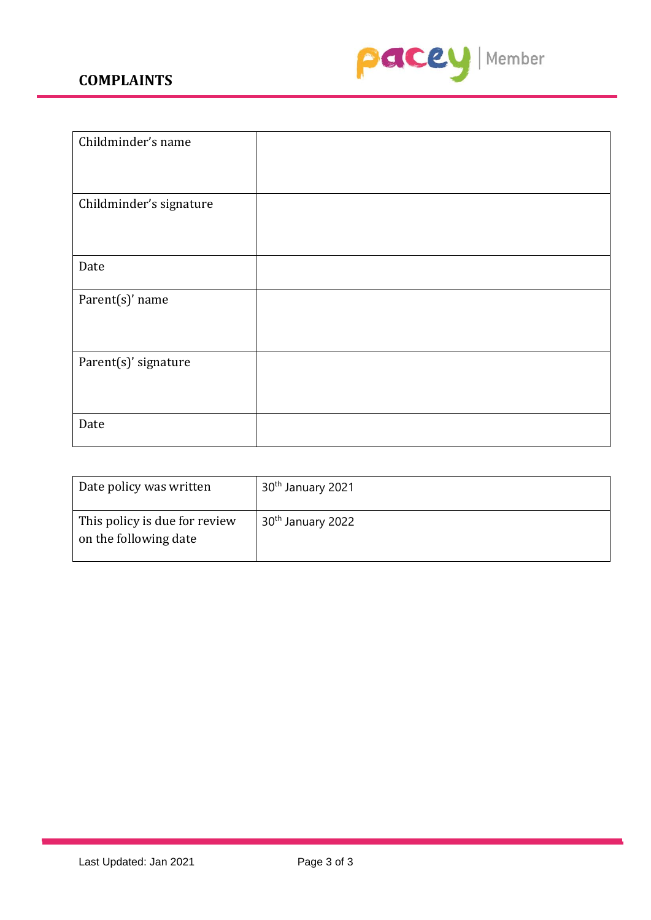| | |
|---|---|
| Childminder's name | |
| Childminder's signature | |
| Date | |
| Parent(s)' name | |
| Parent(s)' signature | |
| Date | |

| | |
|---|---|
| Date policy was written | 30th January 2021 |
| This policy is due for review on the following date | 30th January 2022 |